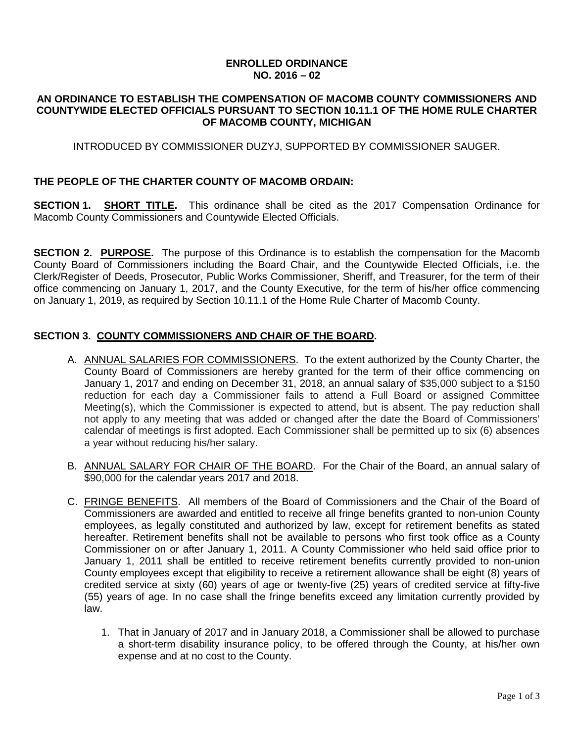**ENROLLED ORDINANCE**
**NO. 2016 – 02**

**AN ORDINANCE TO ESTABLISH THE COMPENSATION OF MACOMB COUNTY COMMISSIONERS AND COUNTYWIDE ELECTED OFFICIALS PURSUANT TO SECTION 10.11.1 OF THE HOME RULE CHARTER OF MACOMB COUNTY, MICHIGAN**

INTRODUCED BY COMMISSIONER DUZYJ, SUPPORTED BY COMMISSIONER SAUGER.

**THE PEOPLE OF THE CHARTER COUNTY OF MACOMB ORDAIN:**

**SECTION 1. SHORT TITLE.** This ordinance shall be cited as the 2017 Compensation Ordinance for Macomb County Commissioners and Countywide Elected Officials.

**SECTION 2. PURPOSE.** The purpose of this Ordinance is to establish the compensation for the Macomb County Board of Commissioners including the Board Chair, and the Countywide Elected Officials, i.e. the Clerk/Register of Deeds, Prosecutor, Public Works Commissioner, Sheriff, and Treasurer, for the term of their office commencing on January 1, 2017, and the County Executive, for the term of his/her office commencing on January 1, 2019, as required by Section 10.11.1 of the Home Rule Charter of Macomb County.

**SECTION 3. COUNTY COMMISSIONERS AND CHAIR OF THE BOARD.**

A. ANNUAL SALARIES FOR COMMISSIONERS. To the extent authorized by the County Charter, the County Board of Commissioners are hereby granted for the term of their office commencing on January 1, 2017 and ending on December 31, 2018, an annual salary of $35,000 subject to a $150 reduction for each day a Commissioner fails to attend a Full Board or assigned Committee Meeting(s), which the Commissioner is expected to attend, but is absent. The pay reduction shall not apply to any meeting that was added or changed after the date the Board of Commissioners' calendar of meetings is first adopted. Each Commissioner shall be permitted up to six (6) absences a year without reducing his/her salary.

B. ANNUAL SALARY FOR CHAIR OF THE BOARD. For the Chair of the Board, an annual salary of $90,000 for the calendar years 2017 and 2018.

C. FRINGE BENEFITS. All members of the Board of Commissioners and the Chair of the Board of Commissioners are awarded and entitled to receive all fringe benefits granted to non-union County employees, as legally constituted and authorized by law, except for retirement benefits as stated hereafter. Retirement benefits shall not be available to persons who first took office as a County Commissioner on or after January 1, 2011. A County Commissioner who held said office prior to January 1, 2011 shall be entitled to receive retirement benefits currently provided to non-union County employees except that eligibility to receive a retirement allowance shall be eight (8) years of credited service at sixty (60) years of age or twenty-five (25) years of credited service at fifty-five (55) years of age. In no case shall the fringe benefits exceed any limitation currently provided by law.

   1. That in January of 2017 and in January 2018, a Commissioner shall be allowed to purchase a short-term disability insurance policy, to be offered through the County, at his/her own expense and at no cost to the County.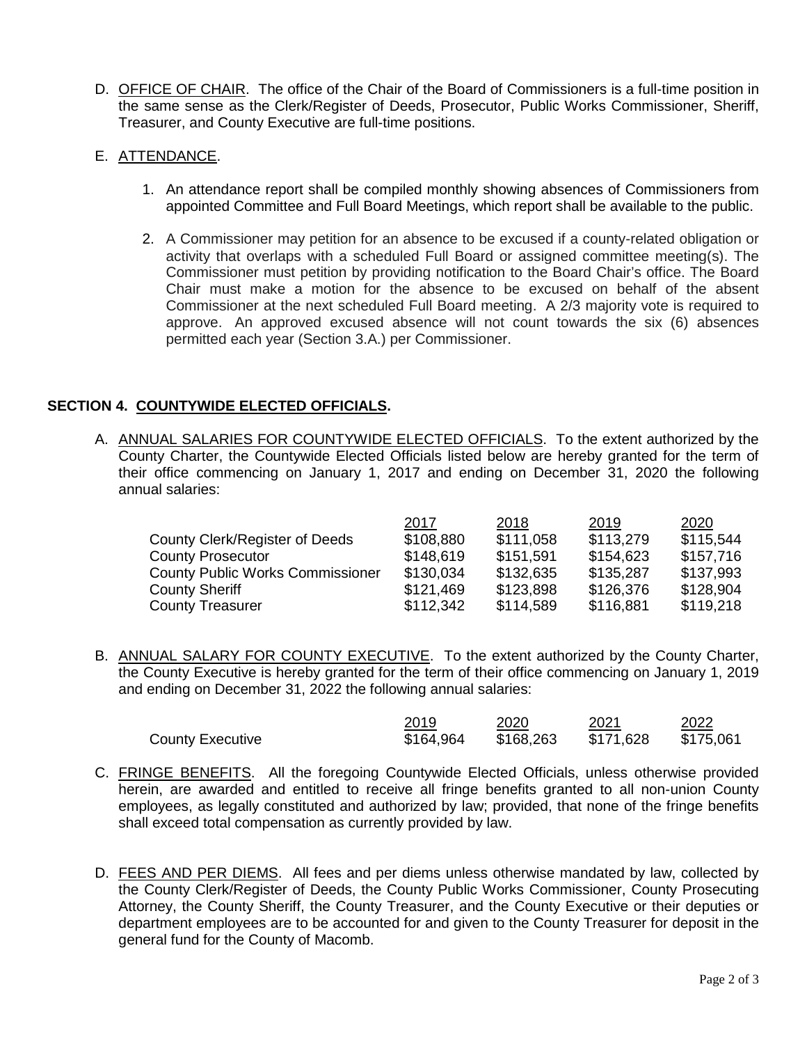D. <u>OFFICE OF CHAIR</u>. The office of the Chair of the Board of Commissioners is a full-time position in the same sense as the Clerk/Register of Deeds, Prosecutor, Public Works Commissioner, Sheriff, Treasurer, and County Executive are full-time positions.

E. <u>ATTENDANCE</u>.

1. An attendance report shall be compiled monthly showing absences of Commissioners from appointed Committee and Full Board Meetings, which report shall be available to the public.

2. A Commissioner may petition for an absence to be excused if a county-related obligation or activity that overlaps with a scheduled Full Board or assigned committee meeting(s). The Commissioner must petition by providing notification to the Board Chair's office. The Board Chair must make a motion for the absence to be excused on behalf of the absent Commissioner at the next scheduled Full Board meeting. A 2/3 majority vote is required to approve. An approved excused absence will not count towards the six (6) absences permitted each year (Section 3.A.) per Commissioner.

## SECTION 4. COUNTYWIDE ELECTED OFFICIALS.

A. <u>ANNUAL SALARIES FOR COUNTYWIDE ELECTED OFFICIALS</u>. To the extent authorized by the County Charter, the Countywide Elected Officials listed below are hereby granted for the term of their office commencing on January 1, 2017 and ending on December 31, 2020 the following annual salaries:

| | 2017 | 2018 | 2019 | 2020 |
|---|---|---|---|---|
| County Clerk/Register of Deeds | $108,880 | $111,058 | $113,279 | $115,544 |
| County Prosecutor | $148,619 | $151,591 | $154,623 | $157,716 |
| County Public Works Commissioner | $130,034 | $132,635 | $135,287 | $137,993 |
| County Sheriff | $121,469 | $123,898 | $126,376 | $128,904 |
| County Treasurer | $112,342 | $114,589 | $116,881 | $119,218 |

B. <u>ANNUAL SALARY FOR COUNTY EXECUTIVE</u>. To the extent authorized by the County Charter, the County Executive is hereby granted for the term of their office commencing on January 1, 2019 and ending on December 31, 2022 the following annual salaries:

| | 2019 | 2020 | 2021 | 2022 |
|---|---|---|---|---|
| County Executive | $164,964 | $168,263 | $171,628 | $175,061 |

C. <u>FRINGE BENEFITS</u>. All the foregoing Countywide Elected Officials, unless otherwise provided herein, are awarded and entitled to receive all fringe benefits granted to all non-union County employees, as legally constituted and authorized by law; provided, that none of the fringe benefits shall exceed total compensation as currently provided by law.

D. <u>FEES AND PER DIEMS</u>. All fees and per diems unless otherwise mandated by law, collected by the County Clerk/Register of Deeds, the County Public Works Commissioner, County Prosecuting Attorney, the County Sheriff, the County Treasurer, and the County Executive or their deputies or department employees are to be accounted for and given to the County Treasurer for deposit in the general fund for the County of Macomb.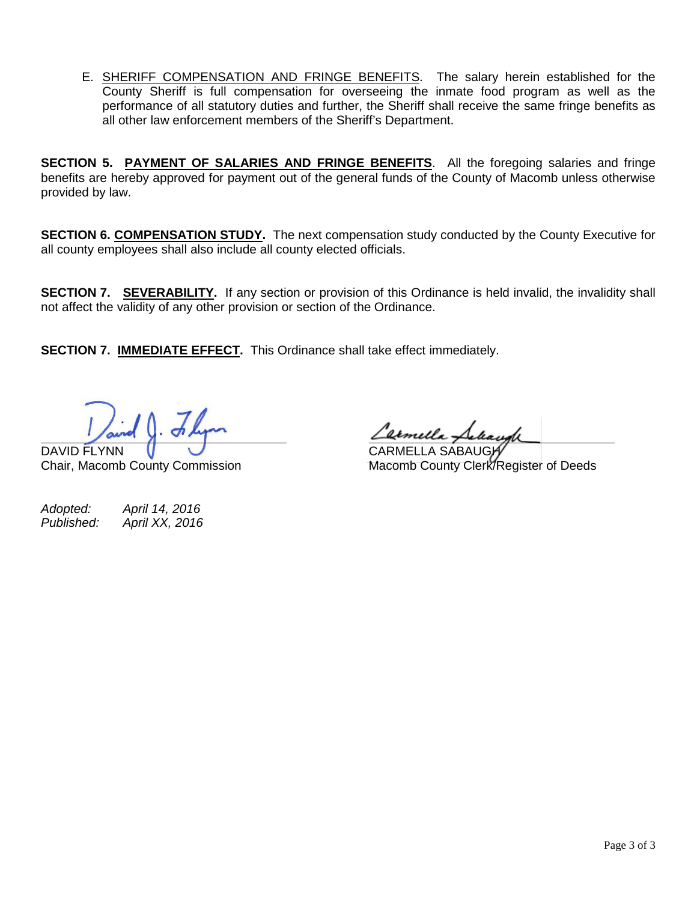E. <u>SHERIFF COMPENSATION AND FRINGE BENEFITS</u>. The salary herein established for the County Sheriff is full compensation for overseeing the inmate food program as well as the performance of all statutory duties and further, the Sheriff shall receive the same fringe benefits as all other law enforcement members of the Sheriff's Department.

**SECTION 5. <u>PAYMENT OF SALARIES AND FRINGE BENEFITS</u>**. All the foregoing salaries and fringe benefits are hereby approved for payment out of the general funds of the County of Macomb unless otherwise provided by law.

**SECTION 6. <u>COMPENSATION STUDY</u>.** The next compensation study conducted by the County Executive for all county employees shall also include all county elected officials.

**SECTION 7. <u>SEVERABILITY</u>.** If any section or provision of this Ordinance is held invalid, the invalidity shall not affect the validity of any other provision or section of the Ordinance.

**SECTION 7. <u>IMMEDIATE EFFECT</u>.** This Ordinance shall take effect immediately.

DAVID FLYNN
Chair, Macomb County Commission

CARMELLA SABAUGH
Macomb County Clerk/Register of Deeds

*Adopted: April 14, 2016*
*Published: April XX, 2016*